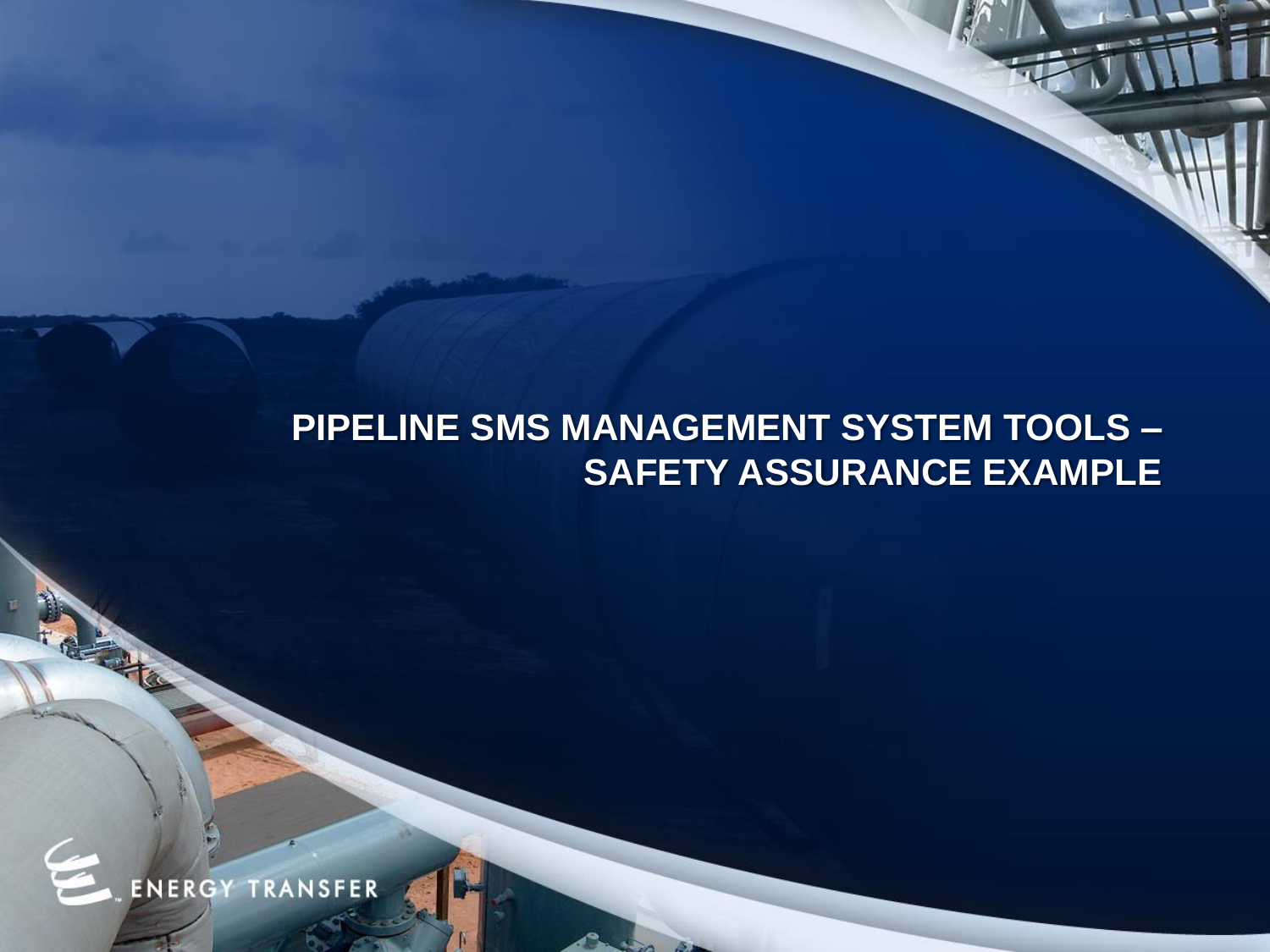# PIPELINE SMS MANAGEMENT SYSTEM TOOLS – SAFETY ASSURANCE EXAMPLE

ENERGY TRANSFER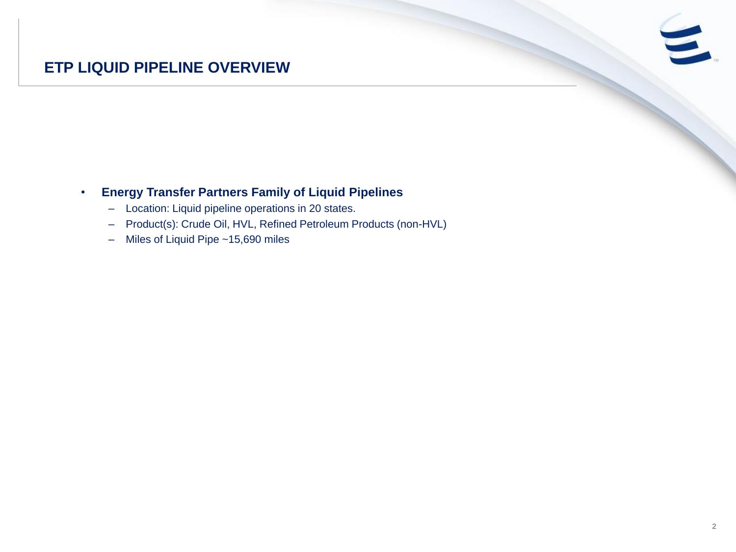# ETP LIQUID PIPELINE OVERVIEW

- **Energy Transfer Partners Family of Liquid Pipelines**
  - Location: Liquid pipeline operations in 20 states.
  - Product(s): Crude Oil, HVL, Refined Petroleum Products (non-HVL)
  - Miles of Liquid Pipe ~15,690 miles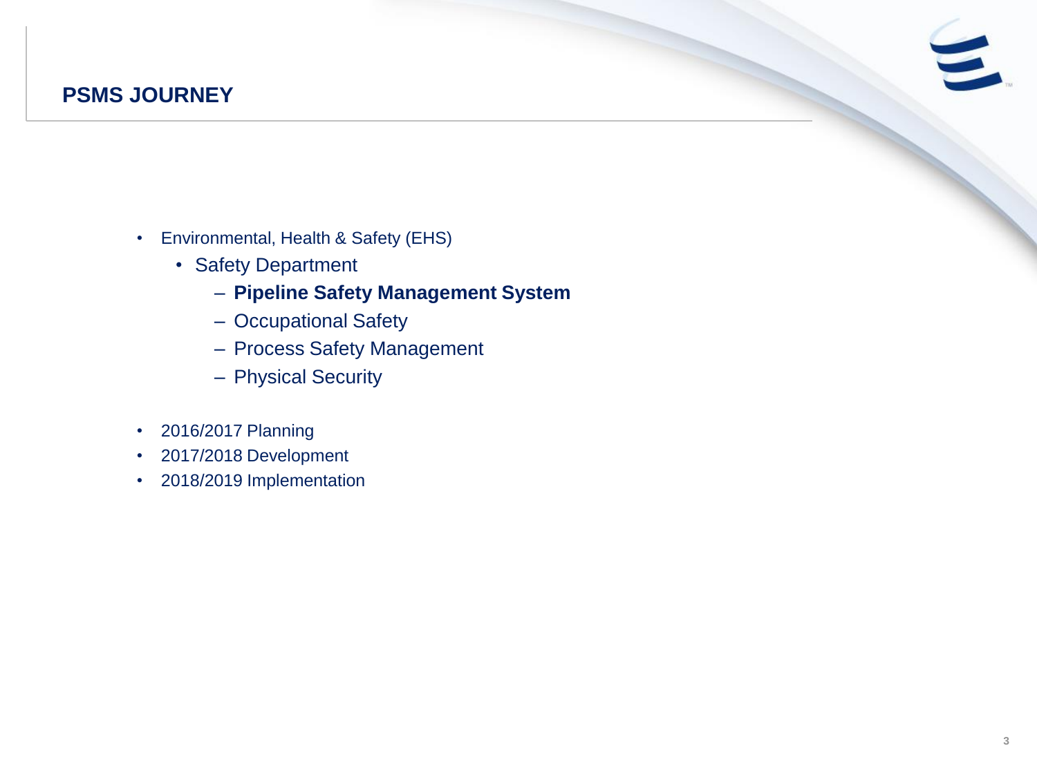## PSMS JOURNEY

- Environmental, Health & Safety (EHS)
  - Safety Department
    - **Pipeline Safety Management System**
    - Occupational Safety
    - Process Safety Management
    - Physical Security

- 2016/2017 Planning
- 2017/2018 Development
- 2018/2019 Implementation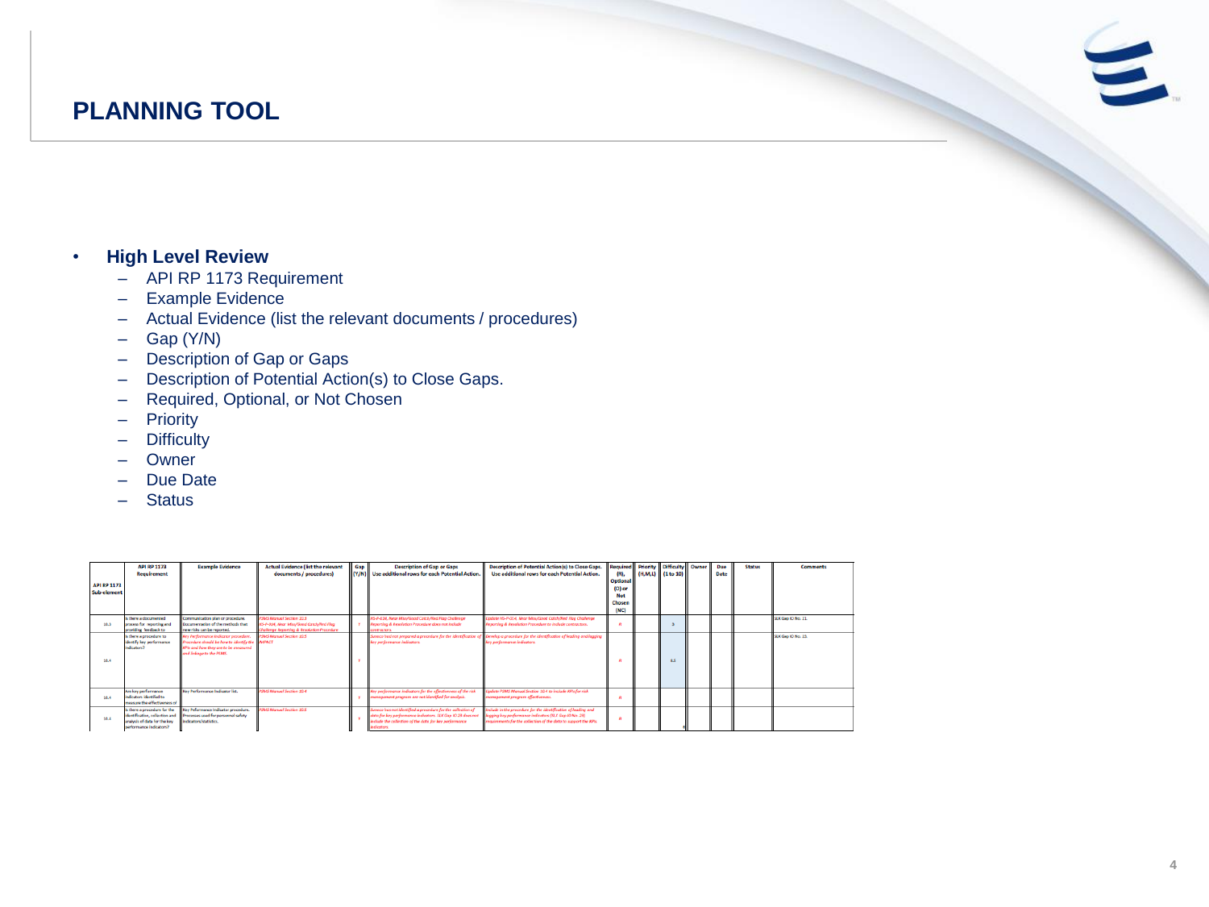# PLANNING TOOL

- **High Level Review**
  - API RP 1173 Requirement
  - Example Evidence
  - Actual Evidence (list the relevant documents / procedures)
  - Gap (Y/N)
  - Description of Gap or Gaps
  - Description of Potential Action(s) to Close Gaps.
  - Required, Optional, or Not Chosen
  - Priority
  - Difficulty
  - Owner
  - Due Date
  - Status

| API RP 1173 Sub-element | API RP 1173 Requirement | Example Evidence | Actual Evidence (list the relevant documents / procedures) | Gap (Y/N) | Description of Gap or Gaps Use additional rows for each Potential Action. | Description of Potential Action(s) to Close Gaps. Use additional rows for each Potential Action. | Required (R), Optional (O) or Not Chosen (NC) | Priority (H,M,L) | Difficulty (1 to 10) | Owner | Due Date | Status | Comments |
|---|---|---|---|---|---|---|---|---|---|---|---|---|---|
| 10.3 | Is there a documented process for reporting and providing feedback to | Communication plan or procedure. Documentation of the methods that new risks can be reported. | PSMS Manual Section 10.3 HS-P-314, Near Miss/Good Catch/Red Flag Challenge Reporting & Resolution Procedure | Y | HS-P-314, Near Miss/Good Catch/Red Flag Challenge Reporting & Resolution Procedure does not include contractors. | Update HS-P-314, Near Miss/Good Catch/Red Flag Challenge Reporting & Resolution Procedure to include contractors. | R | | 3 | | | | SLK Gap ID No. 11. |
| 10.4 | Is there a procedure to identify key performance indicators? | Key Performance Indicator procedure. Procedure should be how to identify the KPIs and how they are to be measured and linkage to the PSMS. | PSMS Manual Section 10.5 IMPACT | Y | Sunoco has not prepared a procedure for the identification of key performance indicators. | Develop a procedure for the identification of leading and lagging key performance indicators. | R | | 6.5 | | | | SLK Gap ID No. 15. |
| 10.4 | Are key performance indicators identified to measure the effectiveness of | Key Performance Indicator list. | PSMS Manual Section 10.4 | Y | Key performance indicators for the effectiveness of the risk management program are not identified for analysis. | Update PSMS Manual Section 10.4 to include KPIs for risk management program effectiveness. | R | | | | | | |
| 10.4 | Is there a procedure for the identification, collection and analysis of data for the key performance indicators? | Key Performance Indicator procedure. Processes used for personnel safety indicators/statistics. | PSMS Manual Section 10.5 | Y | Sunoco has not identified a procedure for the collection of data for key performance indicators. SLK Gap ID 28 does not include the collection of the data for key performance indicators. | Include in the procedure for the identification of leading and lagging key performance indicators (SLK Gap ID No. 29) requirements for the collection of the data to support the KPIs. | R | | | | | | |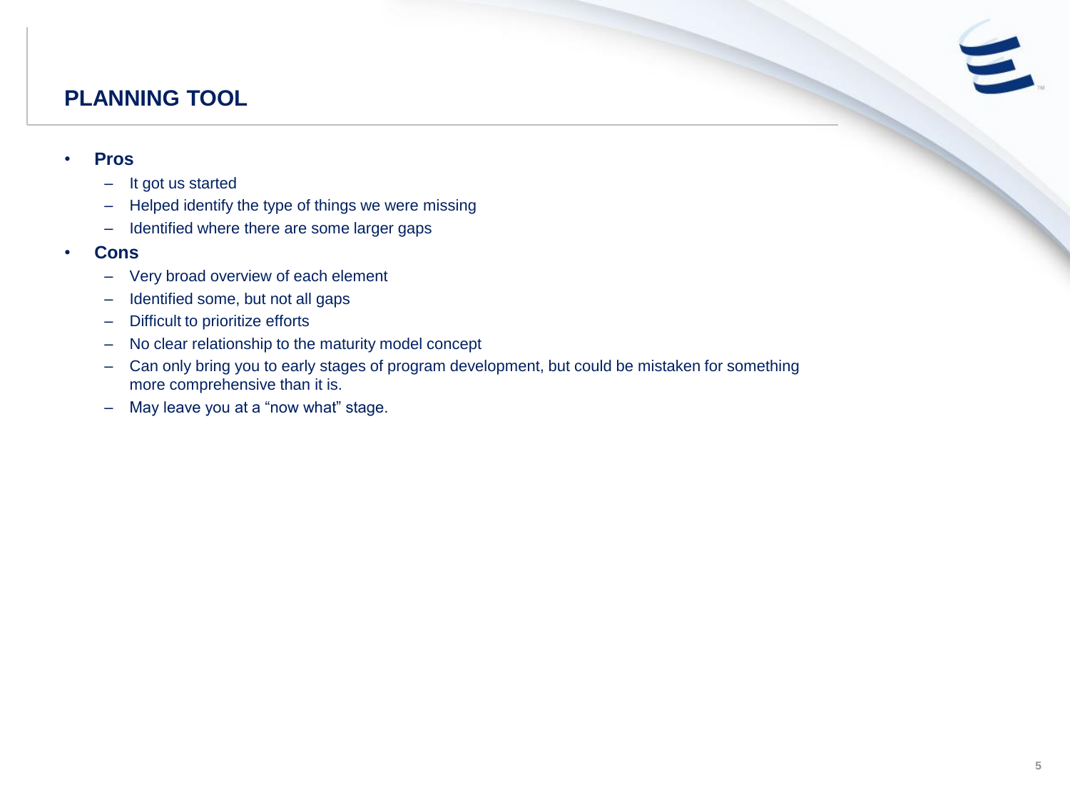# PLANNING TOOL

- **Pros**
  - It got us started
  - Helped identify the type of things we were missing
  - Identified where there are some larger gaps
- **Cons**
  - Very broad overview of each element
  - Identified some, but not all gaps
  - Difficult to prioritize efforts
  - No clear relationship to the maturity model concept
  - Can only bring you to early stages of program development, but could be mistaken for something more comprehensive than it is.
  - May leave you at a “now what” stage.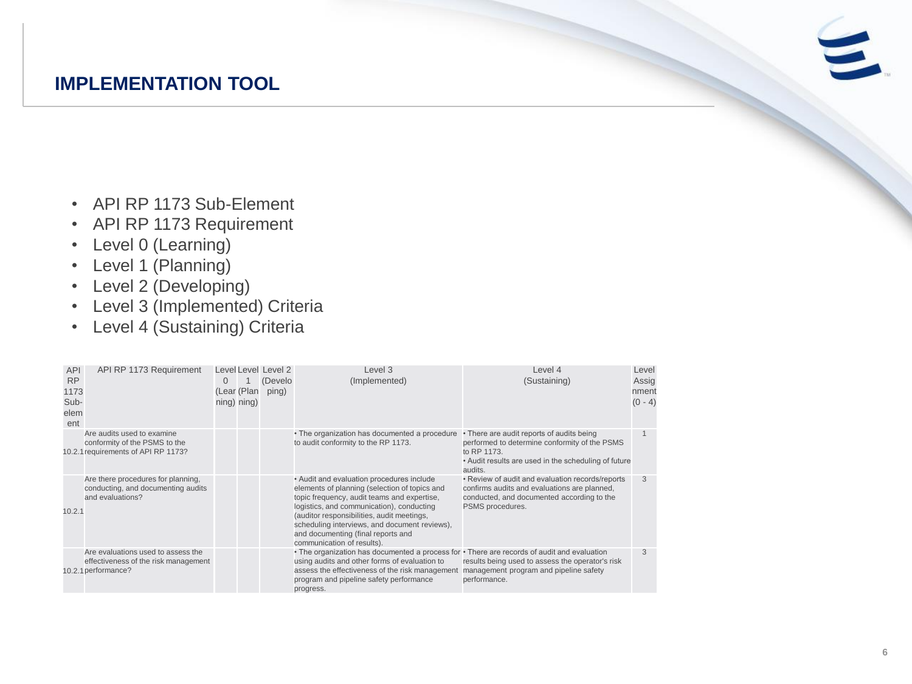## IMPLEMENTATION TOOL

- API RP 1173 Sub-Element
- API RP 1173 Requirement
- Level 0 (Learning)
- Level 1 (Planning)
- Level 2 (Developing)
- Level 3 (Implemented) Criteria
- Level 4 (Sustaining) Criteria

| API RP 1173 Sub-element | API RP 1173 Requirement | Level 0 (Learning) | Level 1 (Planning) | Level 2 (Developing) | Level 3 (Implemented) | Level 4 (Sustaining) | Level Assignment (0 - 4) |
|---|---|---|---|---|---|---|---|
| 10.2.1 | Are audits used to examine conformity of the PSMS to the requirements of API RP 1173? | | | | • The organization has documented a procedure to audit conformity to the RP 1173. | • There are audit reports of audits being performed to determine conformity of the PSMS to RP 1173.<br>• Audit results are used in the scheduling of future audits. | 1 |
| 10.2.1 | Are there procedures for planning, conducting, and documenting audits and evaluations? | | | | • Audit and evaluation procedures include elements of planning (selection of topics and topic frequency, audit teams and expertise, logistics, and communication), conducting (auditor responsibilities, audit meetings, scheduling interviews, and document reviews), and documenting (final reports and communication of results). | • Review of audit and evaluation records/reports confirms audits and evaluations are planned, conducted, and documented according to the PSMS procedures. | 3 |
| 10.2.1 | Are evaluations used to assess the effectiveness of the risk management performance? | | | | • The organization has documented a process for using audits and other forms of evaluation to assess the effectiveness of the risk management program and pipeline safety performance progress. | • There are records of audit and evaluation results being used to assess the operator's risk management program and pipeline safety performance. | 3 |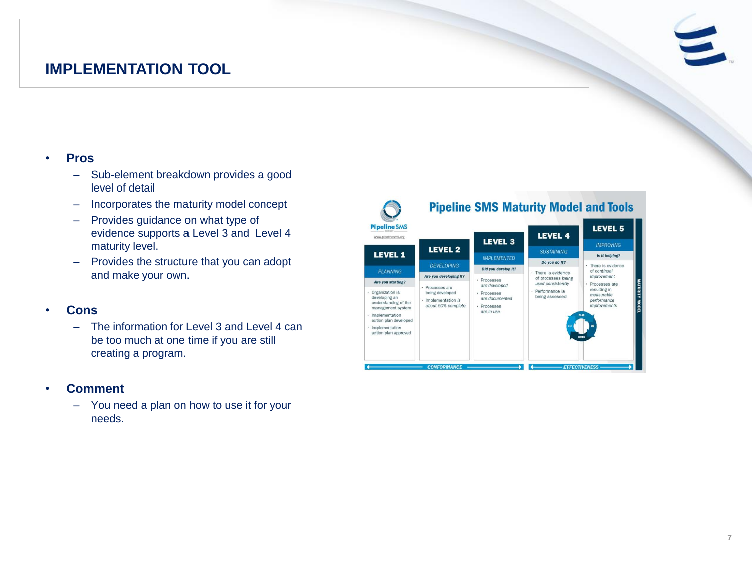# IMPLEMENTATION TOOL

- **Pros**
  - Sub-element breakdown provides a good level of detail
  - Incorporates the maturity model concept
  - Provides guidance on what type of evidence supports a Level 3 and Level 4 maturity level.
  - Provides the structure that you can adopt and make your own.

- **Cons**
  - The information for Level 3 and Level 4 can be too much at one time if you are still creating a program.

- **Comment**
  - You need a plan on how to use it for your needs.

**Pipeline SMS Maturity Model and Tools**

| LEVEL 1 | LEVEL 2 | LEVEL 3 | LEVEL 4 | LEVEL 5 |
|---|---|---|---|---|
| PLANNING | DEVELOPING | IMPLEMENTED | SUSTAINING | IMPROVING |
| Are you starting? | Are you developing it? | Did you develop it? | Do you do it? | Is it helping? |
| • Organization is developing an understanding of the management system<br>• Implementation action plan developed<br>• Implementation action plan approved | • Processes are being developed<br>• Implementation is about 50% complete | • Processes are developed<br>• Processes are documented<br>• Processes are in use | • There is evidence of processes being used consistently<br>• Performance is being assessed | • There is evidence of continual improvement<br>• Processes are resulting in measurable performance improvements |

CONFORMANCE (Levels 1–3) — EFFECTIVENESS (Levels 4–5) — MATURITY MODEL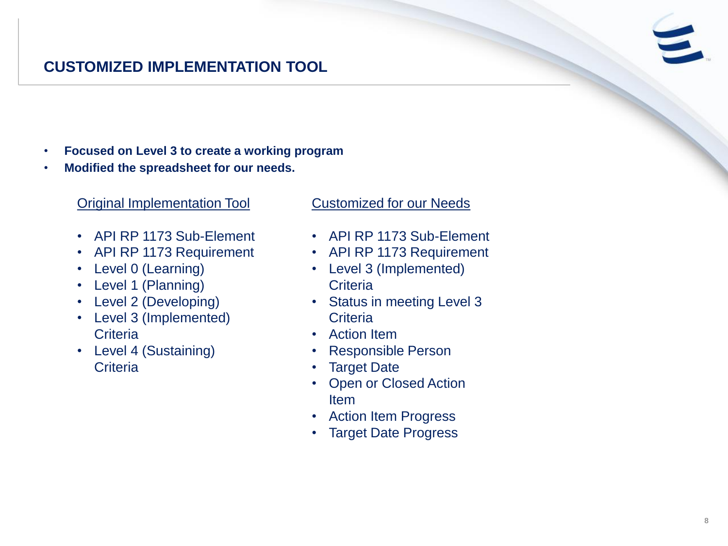# CUSTOMIZED IMPLEMENTATION TOOL

- **Focused on Level 3 to create a working program**
- **Modified the spreadsheet for our needs.**

Original Implementation Tool

- API RP 1173 Sub-Element
- API RP 1173 Requirement
- Level 0 (Learning)
- Level 1 (Planning)
- Level 2 (Developing)
- Level 3 (Implemented) Criteria
- Level 4 (Sustaining) Criteria

Customized for our Needs

- API RP 1173 Sub-Element
- API RP 1173 Requirement
- Level 3 (Implemented) Criteria
- Status in meeting Level 3 Criteria
- Action Item
- Responsible Person
- Target Date
- Open or Closed Action Item
- Action Item Progress
- Target Date Progress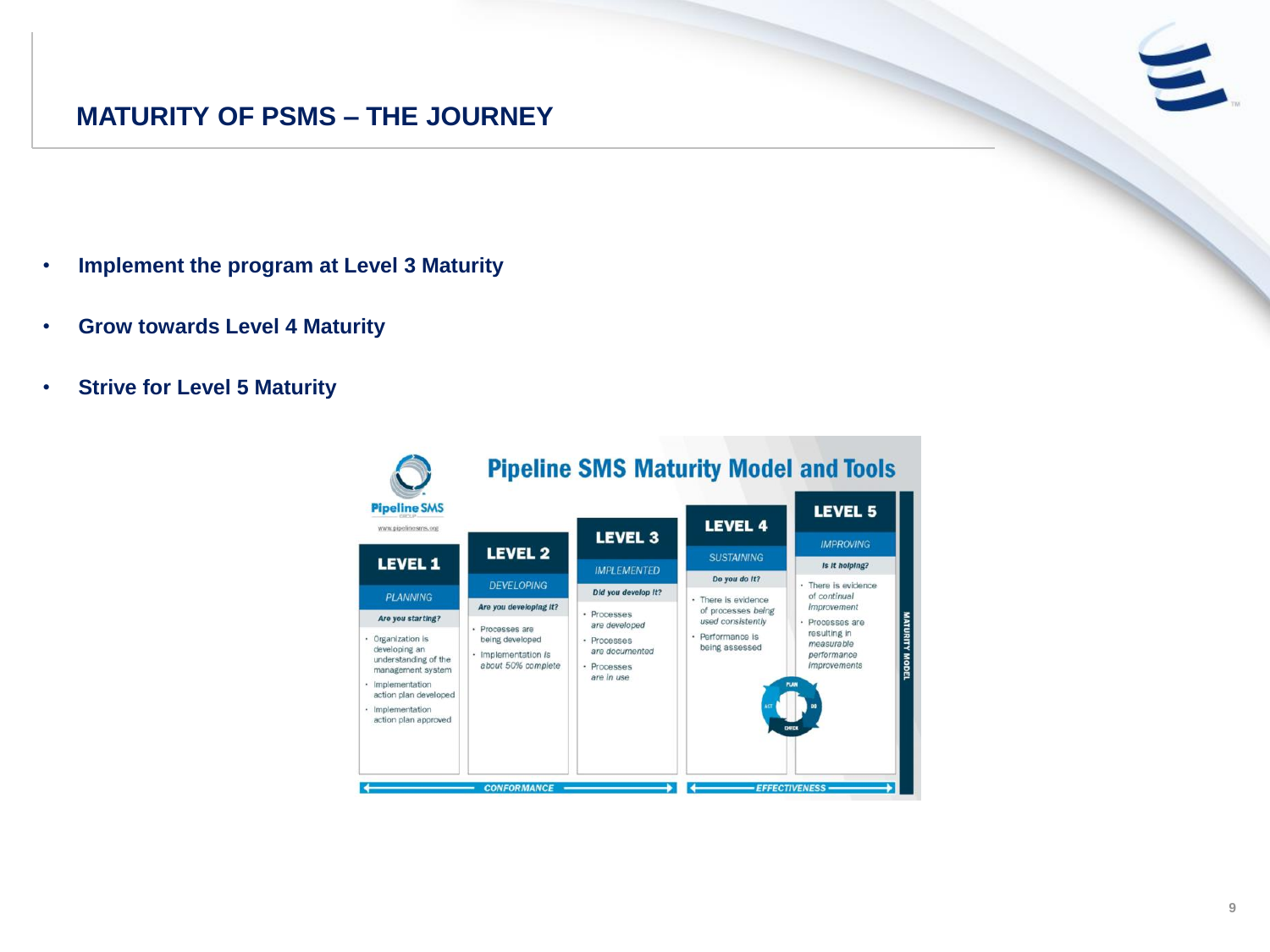# MATURITY OF PSMS – THE JOURNEY

- **Implement the program at Level 3 Maturity**
- **Grow towards Level 4 Maturity**
- **Strive for Level 5 Maturity**

## Pipeline SMS Maturity Model and Tools

Pipeline SMS GROUP
www.pipelinesms.org

| LEVEL 1 | LEVEL 2 | LEVEL 3 | LEVEL 4 | LEVEL 5 |
|---|---|---|---|---|
| PLANNING | DEVELOPING | IMPLEMENTED | SUSTAINING | IMPROVING |
| Are you starting? | Are you developing it? | Did you develop it? | Do you do it? | Is it helping? |
| • Organization is developing an understanding of the management system<br>• Implementation action plan developed<br>• Implementation action plan approved | • Processes are being developed<br>• Implementation is about 50% complete | • Processes are developed<br>• Processes are documented<br>• Processes are in use | • There is evidence of processes being used consistently<br>• Performance is being assessed | • There is evidence of continual improvement<br>• Processes are resulting in measurable performance improvements |

PLAN – DO – CHECK – ACT

CONFORMANCE (Levels 1–3) | EFFECTIVENESS (Levels 4–5)

MATURITY MODEL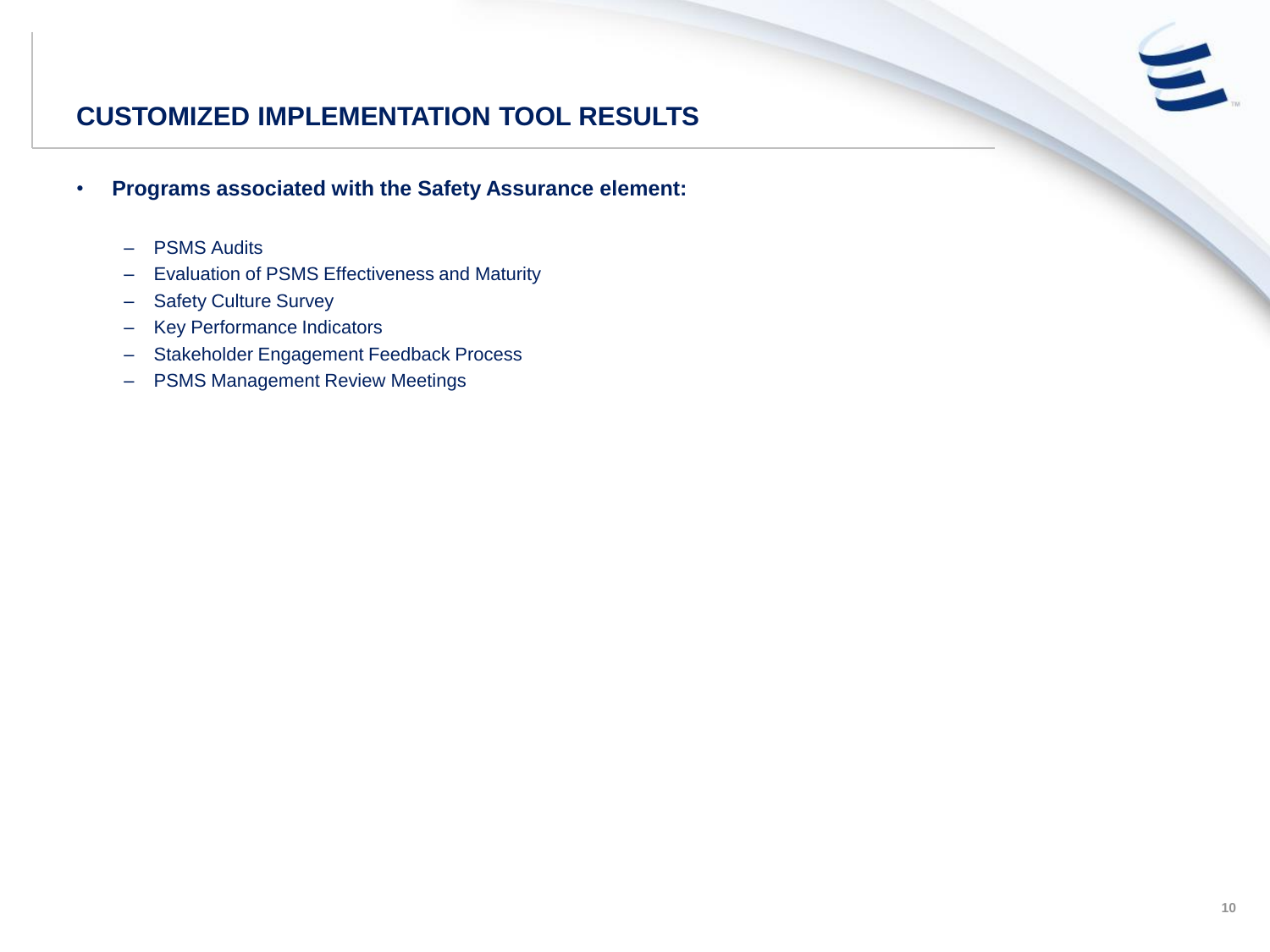# CUSTOMIZED IMPLEMENTATION TOOL RESULTS

- **Programs associated with the Safety Assurance element:**
  - PSMS Audits
  - Evaluation of PSMS Effectiveness and Maturity
  - Safety Culture Survey
  - Key Performance Indicators
  - Stakeholder Engagement Feedback Process
  - PSMS Management Review Meetings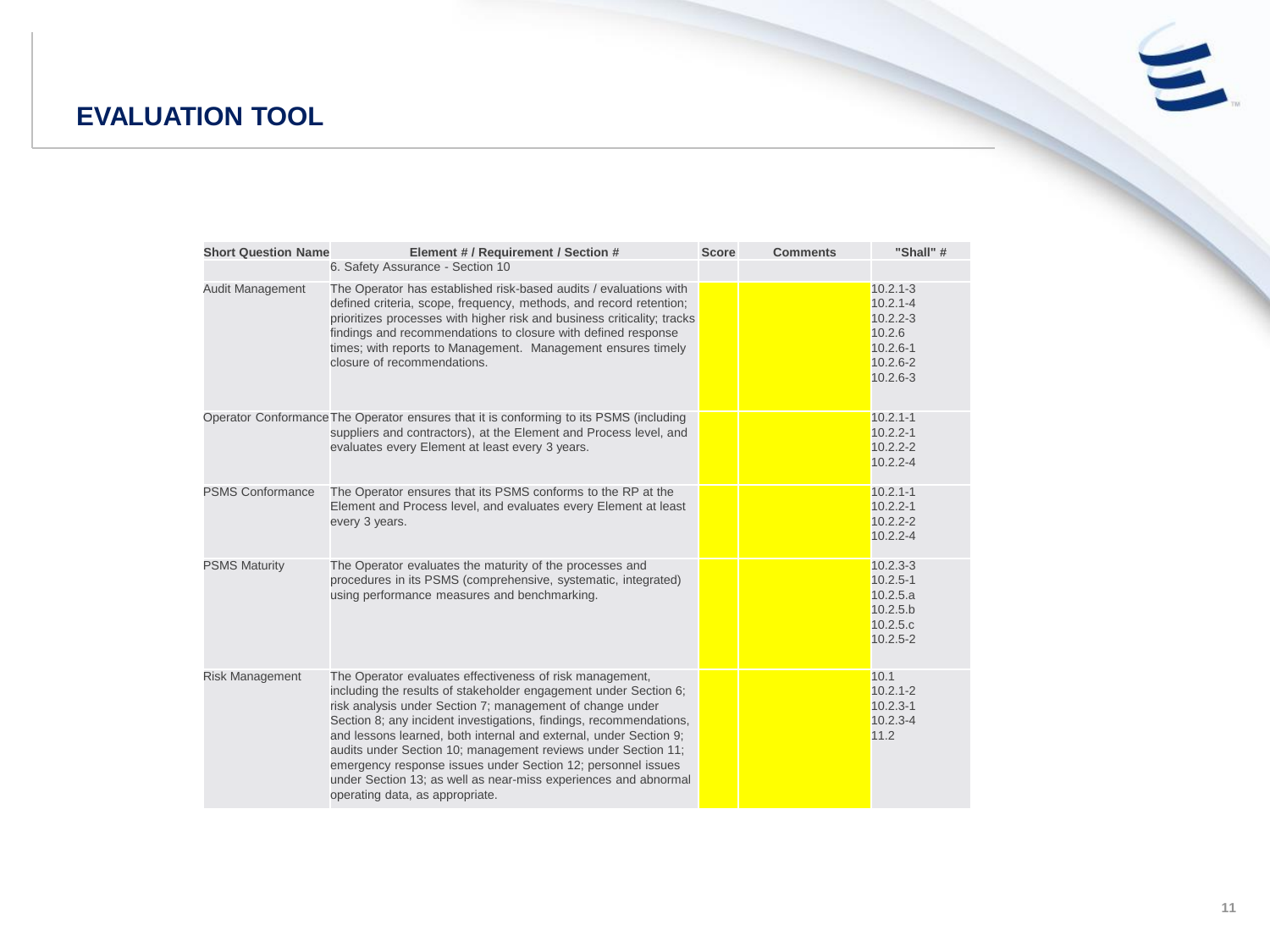# EVALUATION TOOL

| Short Question Name | Element # / Requirement / Section # | Score | Comments | "Shall" # |
|---|---|---|---|---|
| | 6. Safety Assurance - Section 10 | | | |
| Audit Management | The Operator has established risk-based audits / evaluations with defined criteria, scope, frequency, methods, and record retention; prioritizes processes with higher risk and business criticality; tracks findings and recommendations to closure with defined response times; with reports to Management. Management ensures timely closure of recommendations. | | | 10.2.1-3<br>10.2.1-4<br>10.2.2-3<br>10.2.6<br>10.2.6-1<br>10.2.6-2<br>10.2.6-3 |
| Operator Conformance | The Operator ensures that it is conforming to its PSMS (including suppliers and contractors), at the Element and Process level, and evaluates every Element at least every 3 years. | | | 10.2.1-1<br>10.2.2-1<br>10.2.2-2<br>10.2.2-4 |
| PSMS Conformance | The Operator ensures that its PSMS conforms to the RP at the Element and Process level, and evaluates every Element at least every 3 years. | | | 10.2.1-1<br>10.2.2-1<br>10.2.2-2<br>10.2.2-4 |
| PSMS Maturity | The Operator evaluates the maturity of the processes and procedures in its PSMS (comprehensive, systematic, integrated) using performance measures and benchmarking. | | | 10.2.3-3<br>10.2.5-1<br>10.2.5.a<br>10.2.5.b<br>10.2.5.c<br>10.2.5-2 |
| Risk Management | The Operator evaluates effectiveness of risk management, including the results of stakeholder engagement under Section 6; risk analysis under Section 7; management of change under Section 8; any incident investigations, findings, recommendations, and lessons learned, both internal and external, under Section 9; audits under Section 10; management reviews under Section 11; emergency response issues under Section 12; personnel issues under Section 13; as well as near-miss experiences and abnormal operating data, as appropriate. | | | 10.1<br>10.2.1-2<br>10.2.3-1<br>10.2.3-4<br>11.2 |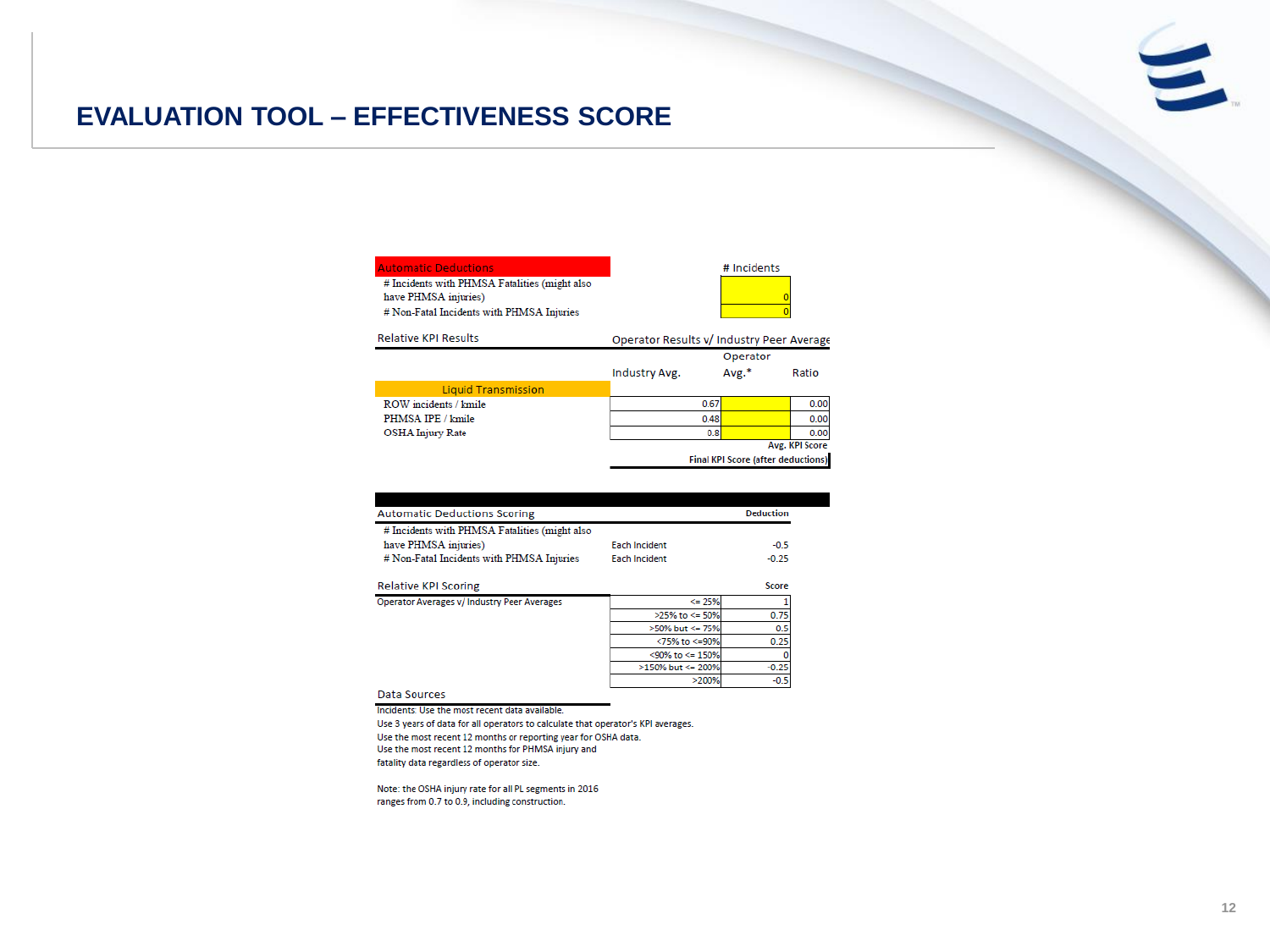# EVALUATION TOOL – EFFECTIVENESS SCORE

| Automatic Deductions | # Incidents |
|---|---|
| # Incidents with PHMSA Fatalities (might also have PHMSA injuries) | 0 |
| # Non-Fatal Incidents with PHMSA Injuries | 0 |

**Relative KPI Results** — Operator Results v/ Industry Peer Average

| Liquid Transmission | Industry Avg. | Operator Avg.* | Ratio |
|---|---|---|---|
| ROW incidents / kmile | 0.67 | | 0.00 |
| PHMSA IPE / kmile | 0.48 | | 0.00 |
| OSHA Injury Rate | 0.8 | | 0.00 |
| | | Avg. KPI Score | |
| | | Final KPI Score (after deductions) | |

| Automatic Deductions Scoring | | Deduction |
|---|---|---|
| # Incidents with PHMSA Fatalities (might also have PHMSA injuries) | Each Incident | -0.5 |
| # Non-Fatal Incidents with PHMSA Injuries | Each Incident | -0.25 |

| Relative KPI Scoring | | Score |
|---|---|---|
| Operator Averages v/ Industry Peer Averages | <= 25% | 1 |
| | >25% to <= 50% | 0.75 |
| | >50% but <= 75% | 0.5 |
| | <75% to <=90% | 0.25 |
| | <90% to <= 150% | 0 |
| | >150% but <= 200% | -0.25 |
| | >200% | -0.5 |

**Data Sources**

Incidents: Use the most recent data available.
Use 3 years of data for all operators to calculate that operator's KPI averages.
Use the most recent 12 months or reporting year for OSHA data.
Use the most recent 12 months for PHMSA injury and fatality data regardless of operator size.

Note: the OSHA injury rate for all PL segments in 2016 ranges from 0.7 to 0.9, including construction.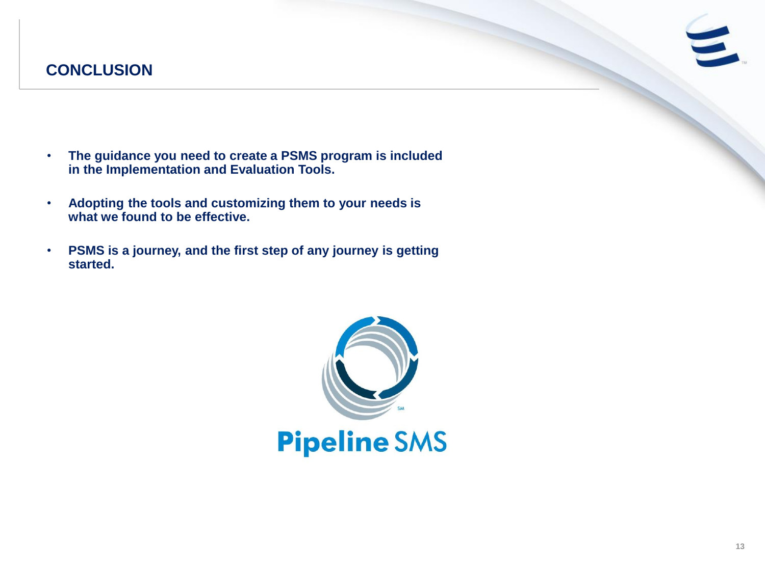## CONCLUSION

- The guidance you need to create a PSMS program is included in the Implementation and Evaluation Tools.
- Adopting the tools and customizing them to your needs is what we found to be effective.
- PSMS is a journey, and the first step of any journey is getting started.

Pipeline SMS